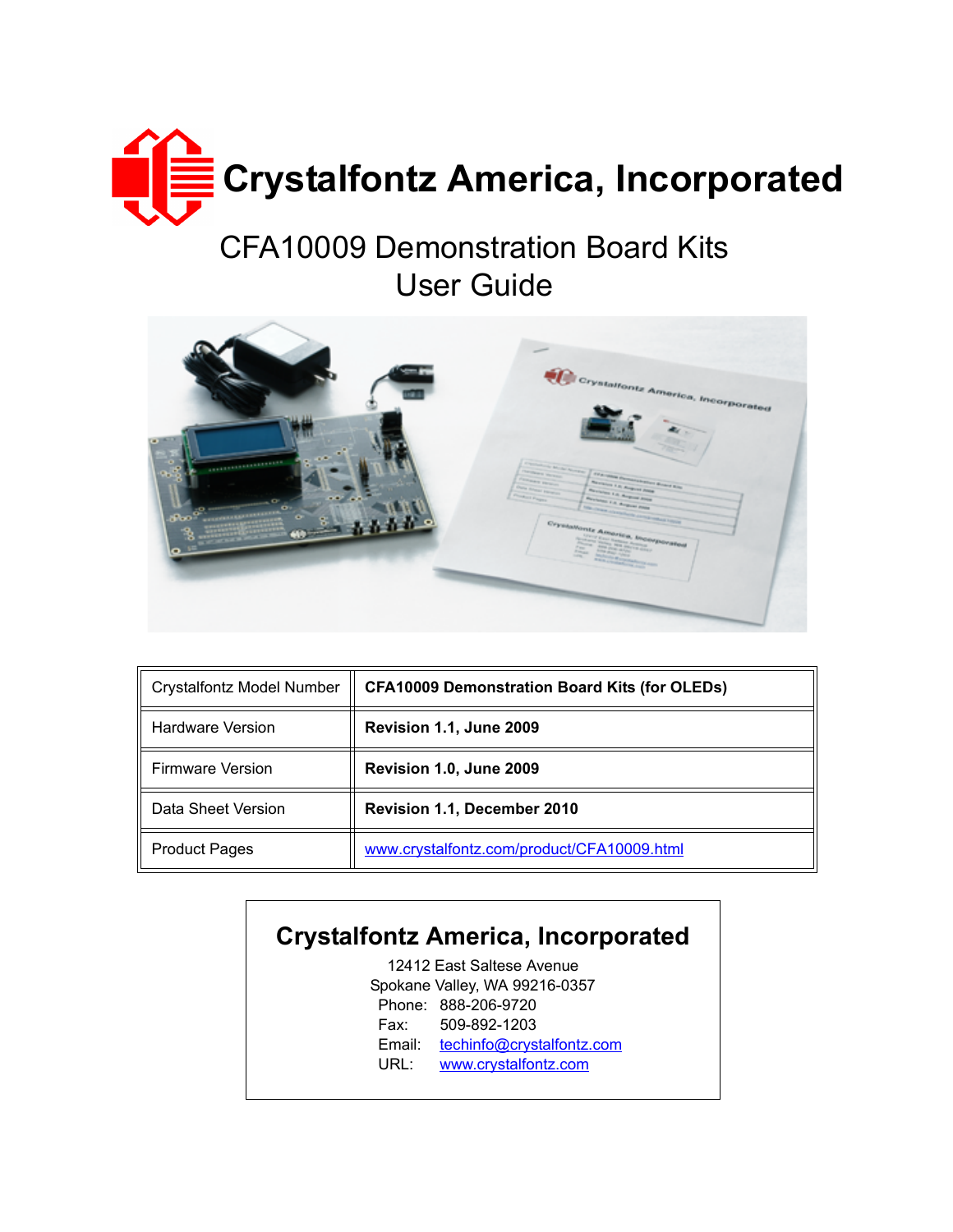# Crystalfontz America, Incorporated

## CFA10009 Demonstration Board Kits
## User Guide

| Crystalfontz Model Number | **CFA10009 Demonstration Board Kits (for OLEDs)** |
|---|---|
| Hardware Version | **Revision 1.1, June 2009** |
| Firmware Version | **Revision 1.0, June 2009** |
| Data Sheet Version | **Revision 1.1, December 2010** |
| Product Pages | www.crystalfontz.com/product/CFA10009.html |

**Crystalfontz America, Incorporated**

12412 East Saltese Avenue
Spokane Valley, WA 99216-0357
Phone: 888-206-9720
Fax: 509-892-1203
Email: techinfo@crystalfontz.com
URL: www.crystalfontz.com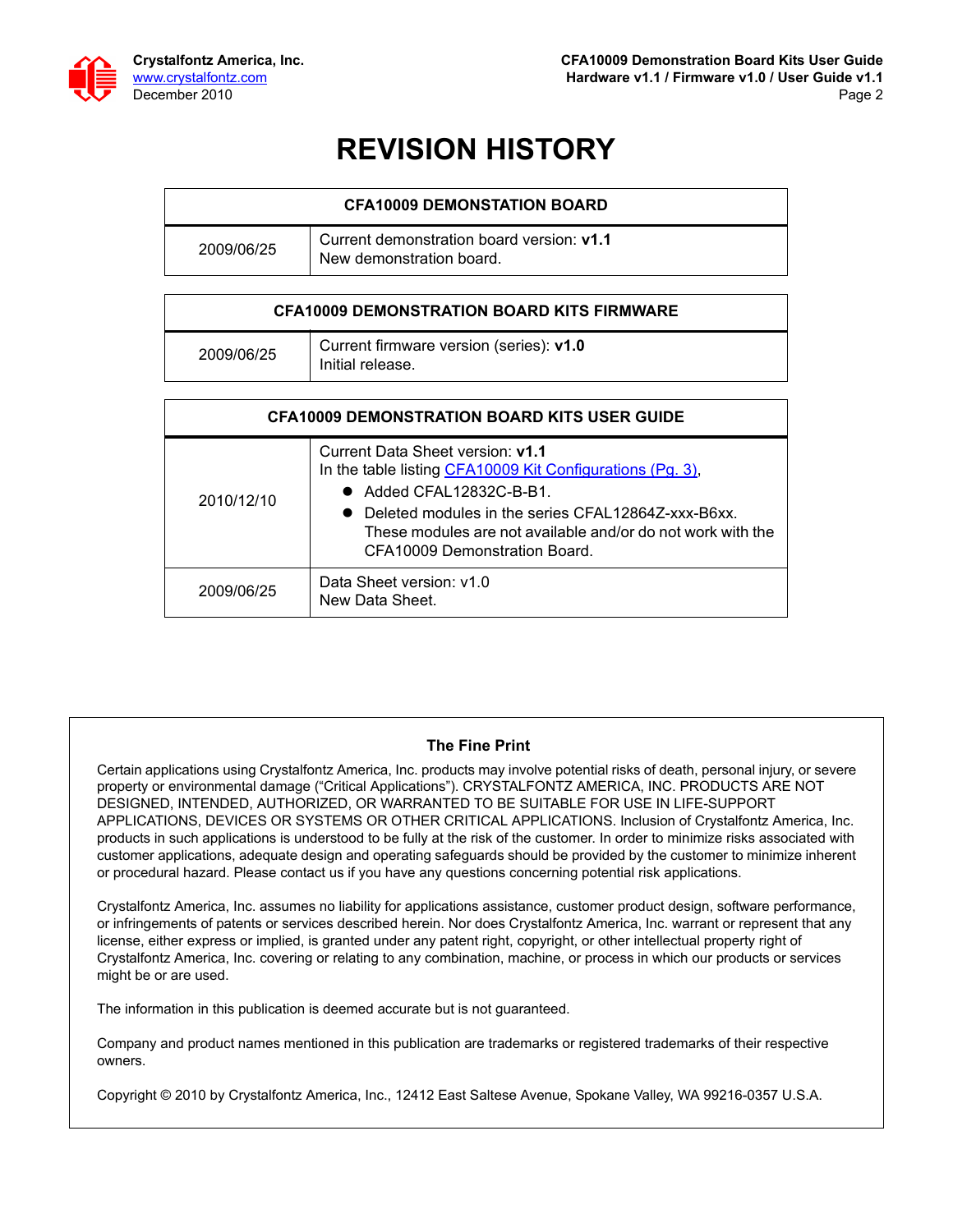# REVISION HISTORY

| CFA10009 DEMONSTATION BOARD | |
|---|---|
| 2009/06/25 | Current demonstration board version: **v1.1**<br>New demonstration board. |

| CFA10009 DEMONSTRATION BOARD KITS FIRMWARE | |
|---|---|
| 2009/06/25 | Current firmware version (series): **v1.0**<br>Initial release. |

| CFA10009 DEMONSTRATION BOARD KITS USER GUIDE | |
|---|---|
| 2010/12/10 | Current Data Sheet version: **v1.1**<br>In the table listing CFA10009 Kit Configurations (Pg. 3),<br>● Added CFAL12832C-B-B1.<br>● Deleted modules in the series CFAL12864Z-xxx-B6xx. These modules are not available and/or do not work with the CFA10009 Demonstration Board. |
| 2009/06/25 | Data Sheet version: v1.0<br>New Data Sheet. |

**The Fine Print**

Certain applications using Crystalfontz America, Inc. products may involve potential risks of death, personal injury, or severe property or environmental damage ("Critical Applications"). CRYSTALFONTZ AMERICA, INC. PRODUCTS ARE NOT DESIGNED, INTENDED, AUTHORIZED, OR WARRANTED TO BE SUITABLE FOR USE IN LIFE-SUPPORT APPLICATIONS, DEVICES OR SYSTEMS OR OTHER CRITICAL APPLICATIONS. Inclusion of Crystalfontz America, Inc. products in such applications is understood to be fully at the risk of the customer. In order to minimize risks associated with customer applications, adequate design and operating safeguards should be provided by the customer to minimize inherent or procedural hazard. Please contact us if you have any questions concerning potential risk applications.

Crystalfontz America, Inc. assumes no liability for applications assistance, customer product design, software performance, or infringements of patents or services described herein. Nor does Crystalfontz America, Inc. warrant or represent that any license, either express or implied, is granted under any patent right, copyright, or other intellectual property right of Crystalfontz America, Inc. covering or relating to any combination, machine, or process in which our products or services might be or are used.

The information in this publication is deemed accurate but is not guaranteed.

Company and product names mentioned in this publication are trademarks or registered trademarks of their respective owners.

Copyright © 2010 by Crystalfontz America, Inc., 12412 East Saltese Avenue, Spokane Valley, WA 99216-0357 U.S.A.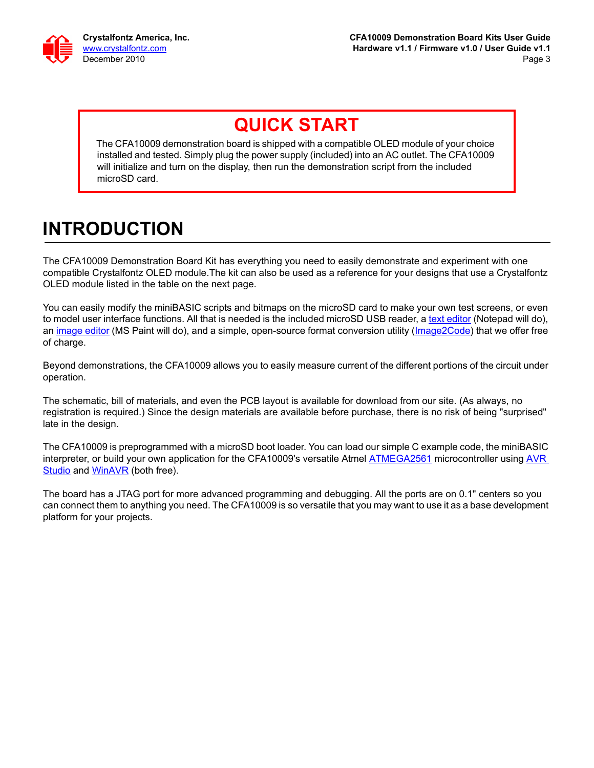## QUICK START

The CFA10009 demonstration board is shipped with a compatible OLED module of your choice installed and tested. Simply plug the power supply (included) into an AC outlet. The CFA10009 will initialize and turn on the display, then run the demonstration script from the included microSD card.

# INTRODUCTION

The CFA10009 Demonstration Board Kit has everything you need to easily demonstrate and experiment with one compatible Crystalfontz OLED module.The kit can also be used as a reference for your designs that use a Crystalfontz OLED module listed in the table on the next page.

You can easily modify the miniBASIC scripts and bitmaps on the microSD card to make your own test screens, or even to model user interface functions. All that is needed is the included microSD USB reader, a text editor (Notepad will do), an image editor (MS Paint will do), and a simple, open-source format conversion utility (Image2Code) that we offer free of charge.

Beyond demonstrations, the CFA10009 allows you to easily measure current of the different portions of the circuit under operation.

The schematic, bill of materials, and even the PCB layout is available for download from our site. (As always, no registration is required.) Since the design materials are available before purchase, there is no risk of being "surprised" late in the design.

The CFA10009 is preprogrammed with a microSD boot loader. You can load our simple C example code, the miniBASIC interpreter, or build your own application for the CFA10009's versatile Atmel ATMEGA2561 microcontroller using AVR Studio and WinAVR (both free).

The board has a JTAG port for more advanced programming and debugging. All the ports are on 0.1" centers so you can connect them to anything you need. The CFA10009 is so versatile that you may want to use it as a base development platform for your projects.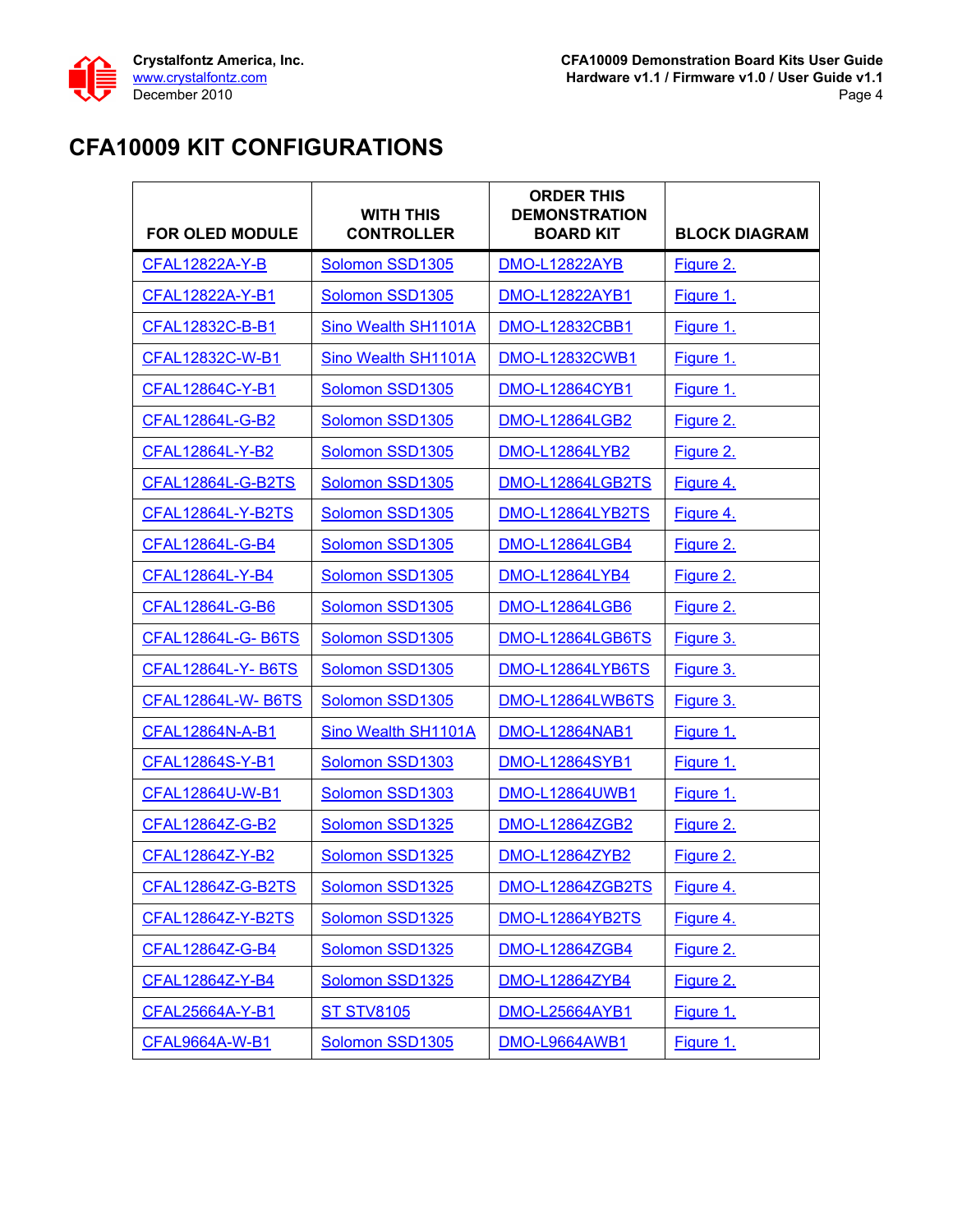# CFA10009 KIT CONFIGURATIONS

| FOR OLED MODULE | WITH THIS CONTROLLER | ORDER THIS DEMONSTRATION BOARD KIT | BLOCK DIAGRAM |
|---|---|---|---|
| CFAL12822A-Y-B | Solomon SSD1305 | DMO-L12822AYB | Figure 2. |
| CFAL12822A-Y-B1 | Solomon SSD1305 | DMO-L12822AYB1 | Figure 1. |
| CFAL12832C-B-B1 | Sino Wealth SH1101A | DMO-L12832CBB1 | Figure 1. |
| CFAL12832C-W-B1 | Sino Wealth SH1101A | DMO-L12832CWB1 | Figure 1. |
| CFAL12864C-Y-B1 | Solomon SSD1305 | DMO-L12864CYB1 | Figure 1. |
| CFAL12864L-G-B2 | Solomon SSD1305 | DMO-L12864LGB2 | Figure 2. |
| CFAL12864L-Y-B2 | Solomon SSD1305 | DMO-L12864LYB2 | Figure 2. |
| CFAL12864L-G-B2TS | Solomon SSD1305 | DMO-L12864LGB2TS | Figure 4. |
| CFAL12864L-Y-B2TS | Solomon SSD1305 | DMO-L12864LYB2TS | Figure 4. |
| CFAL12864L-G-B4 | Solomon SSD1305 | DMO-L12864LGB4 | Figure 2. |
| CFAL12864L-Y-B4 | Solomon SSD1305 | DMO-L12864LYB4 | Figure 2. |
| CFAL12864L-G-B6 | Solomon SSD1305 | DMO-L12864LGB6 | Figure 2. |
| CFAL12864L-G- B6TS | Solomon SSD1305 | DMO-L12864LGB6TS | Figure 3. |
| CFAL12864L-Y- B6TS | Solomon SSD1305 | DMO-L12864LYB6TS | Figure 3. |
| CFAL12864L-W- B6TS | Solomon SSD1305 | DMO-L12864LWB6TS | Figure 3. |
| CFAL12864N-A-B1 | Sino Wealth SH1101A | DMO-L12864NAB1 | Figure 1. |
| CFAL12864S-Y-B1 | Solomon SSD1303 | DMO-L12864SYB1 | Figure 1. |
| CFAL12864U-W-B1 | Solomon SSD1303 | DMO-L12864UWB1 | Figure 1. |
| CFAL12864Z-G-B2 | Solomon SSD1325 | DMO-L12864ZGB2 | Figure 2. |
| CFAL12864Z-Y-B2 | Solomon SSD1325 | DMO-L12864ZYB2 | Figure 2. |
| CFAL12864Z-G-B2TS | Solomon SSD1325 | DMO-L12864ZGB2TS | Figure 4. |
| CFAL12864Z-Y-B2TS | Solomon SSD1325 | DMO-L12864YB2TS | Figure 4. |
| CFAL12864Z-G-B4 | Solomon SSD1325 | DMO-L12864ZGB4 | Figure 2. |
| CFAL12864Z-Y-B4 | Solomon SSD1325 | DMO-L12864ZYB4 | Figure 2. |
| CFAL25664A-Y-B1 | ST STV8105 | DMO-L25664AYB1 | Figure 1. |
| CFAL9664A-W-B1 | Solomon SSD1305 | DMO-L9664AWB1 | Figure 1. |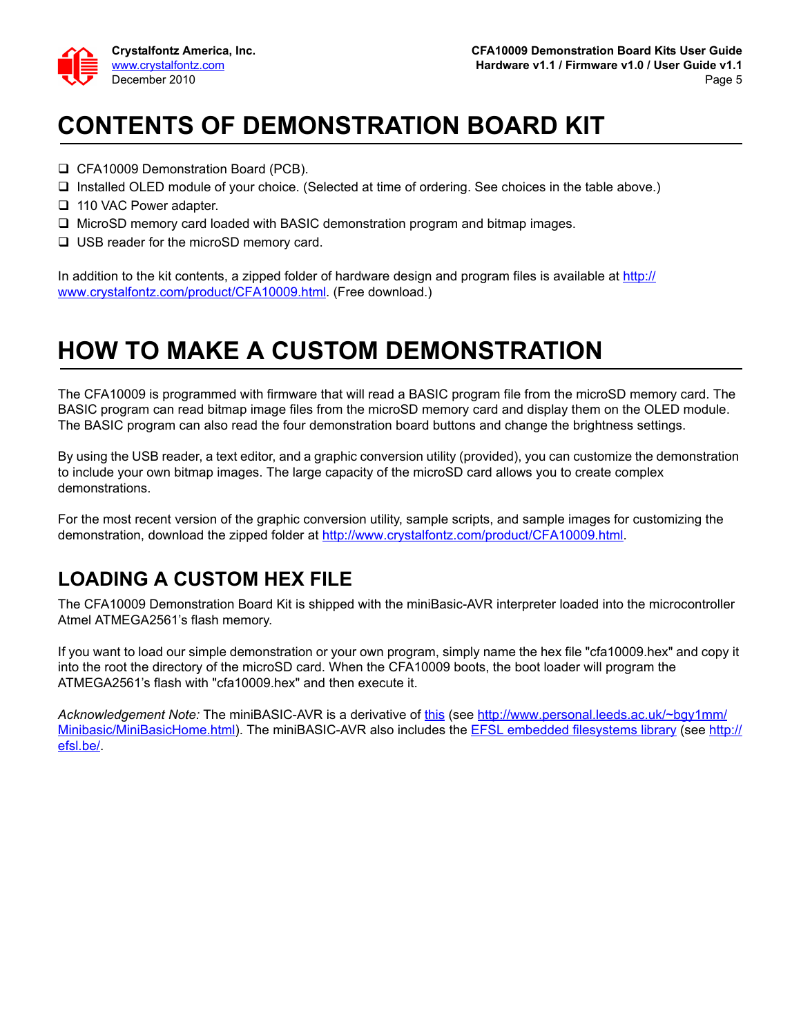# CONTENTS OF DEMONSTRATION BOARD KIT

- ❑ CFA10009 Demonstration Board (PCB).
- ❑ Installed OLED module of your choice. (Selected at time of ordering. See choices in the table above.)
- ❑ 110 VAC Power adapter.
- ❑ MicroSD memory card loaded with BASIC demonstration program and bitmap images.
- ❑ USB reader for the microSD memory card.

In addition to the kit contents, a zipped folder of hardware design and program files is available at [http://www.crystalfontz.com/product/CFA10009.html](http://www.crystalfontz.com/product/CFA10009.html). (Free download.)

# HOW TO MAKE A CUSTOM DEMONSTRATION

The CFA10009 is programmed with firmware that will read a BASIC program file from the microSD memory card. The BASIC program can read bitmap image files from the microSD memory card and display them on the OLED module. The BASIC program can also read the four demonstration board buttons and change the brightness settings.

By using the USB reader, a text editor, and a graphic conversion utility (provided), you can customize the demonstration to include your own bitmap images. The large capacity of the microSD card allows you to create complex demonstrations.

For the most recent version of the graphic conversion utility, sample scripts, and sample images for customizing the demonstration, download the zipped folder at [http://www.crystalfontz.com/product/CFA10009.html](http://www.crystalfontz.com/product/CFA10009.html).

## LOADING A CUSTOM HEX FILE

The CFA10009 Demonstration Board Kit is shipped with the miniBasic-AVR interpreter loaded into the microcontroller Atmel ATMEGA2561's flash memory.

If you want to load our simple demonstration or your own program, simply name the hex file "cfa10009.hex" and copy it into the root the directory of the microSD card. When the CFA10009 boots, the boot loader will program the ATMEGA2561's flash with "cfa10009.hex" and then execute it.

*Acknowledgement Note:* The miniBASIC-AVR is a derivative of this (see [http://www.personal.leeds.ac.uk/~bgy1mm/Minibasic/MiniBasicHome.html](http://www.personal.leeds.ac.uk/~bgy1mm/Minibasic/MiniBasicHome.html)). The miniBASIC-AVR also includes the EFSL embedded filesystems library (see [http://efsl.be/](http://efsl.be/).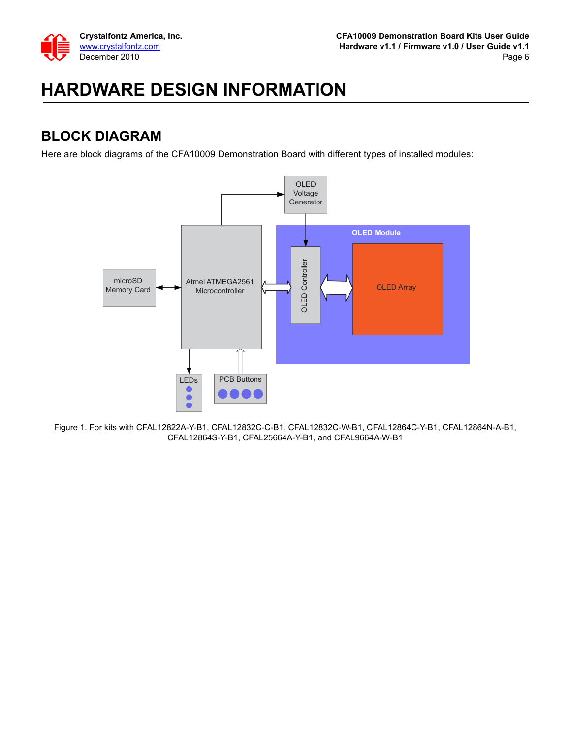# HARDWARE DESIGN INFORMATION

## BLOCK DIAGRAM

Here are block diagrams of the CFA10009 Demonstration Board with different types of installed modules:

Figure 1. For kits with CFAL12822A-Y-B1, CFAL12832C-C-B1, CFAL12832C-W-B1, CFAL12864C-Y-B1, CFAL12864N-A-B1, CFAL12864S-Y-B1, CFAL25664A-Y-B1, and CFAL9664A-W-B1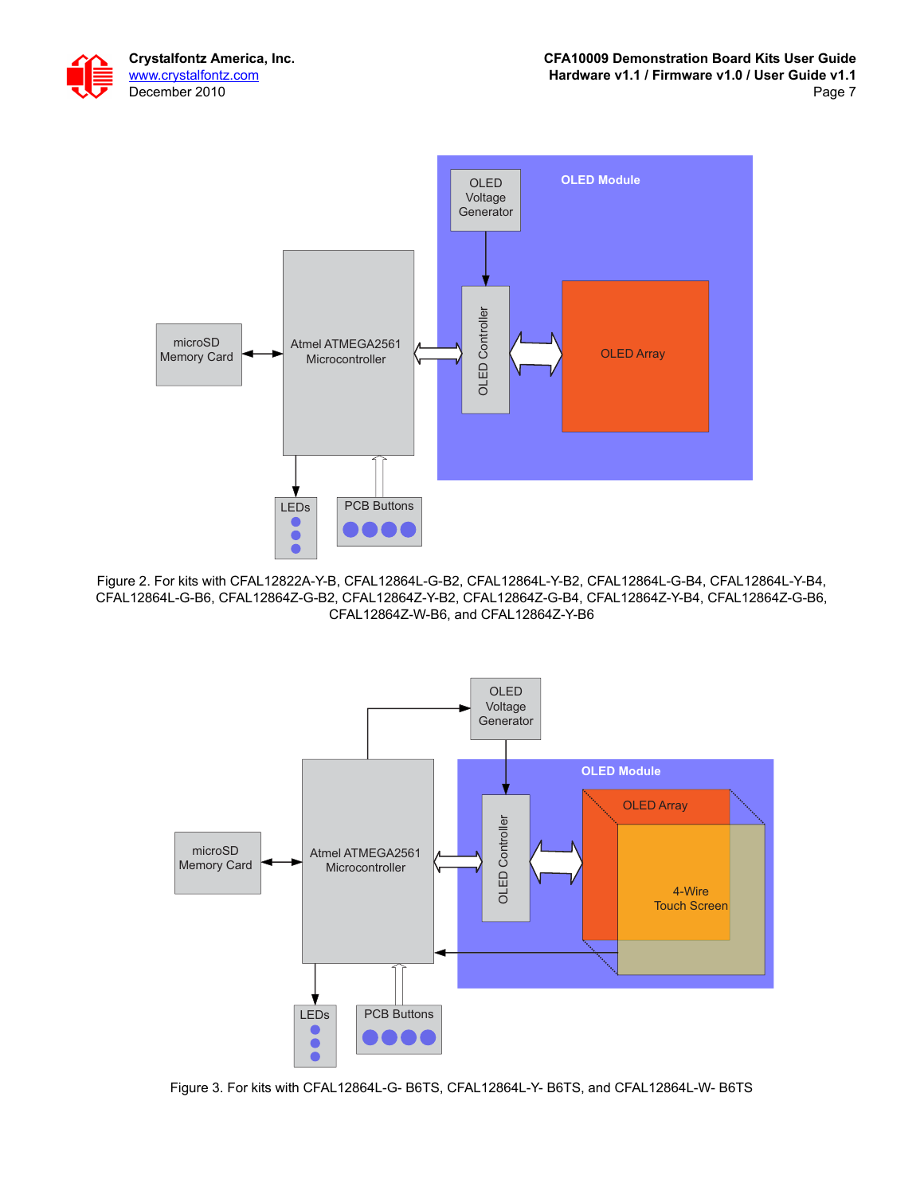Figure 2. For kits with CFAL12822A-Y-B, CFAL12864L-G-B2, CFAL12864L-Y-B2, CFAL12864L-G-B4, CFAL12864L-Y-B4, CFAL12864L-G-B6, CFAL12864Z-G-B2, CFAL12864Z-Y-B2, CFAL12864Z-G-B4, CFAL12864Z-Y-B4, CFAL12864Z-G-B6, CFAL12864Z-W-B6, and CFAL12864Z-Y-B6

Figure 3. For kits with CFAL12864L-G- B6TS, CFAL12864L-Y- B6TS, and CFAL12864L-W- B6TS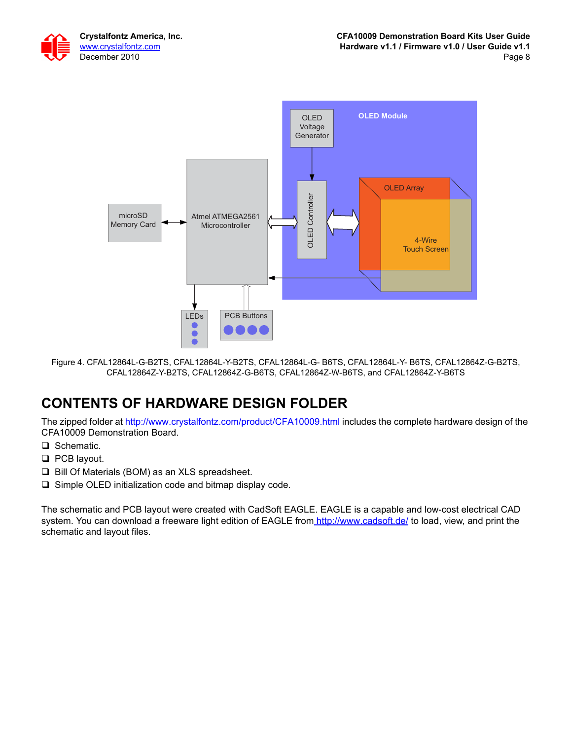Figure 4. CFAL12864L-G-B2TS, CFAL12864L-Y-B2TS, CFAL12864L-G- B6TS, CFAL12864L-Y- B6TS, CFAL12864Z-G-B2TS, CFAL12864Z-Y-B2TS, CFAL12864Z-G-B6TS, CFAL12864Z-W-B6TS, and CFAL12864Z-Y-B6TS

## CONTENTS OF HARDWARE DESIGN FOLDER

The zipped folder at http://www.crystalfontz.com/product/CFA10009.html includes the complete hardware design of the CFA10009 Demonstration Board.

- Schematic.
- PCB layout.
- Bill Of Materials (BOM) as an XLS spreadsheet.
- Simple OLED initialization code and bitmap display code.

The schematic and PCB layout were created with CadSoft EAGLE. EAGLE is a capable and low-cost electrical CAD system. You can download a freeware light edition of EAGLE from http://www.cadsoft.de/ to load, view, and print the schematic and layout files.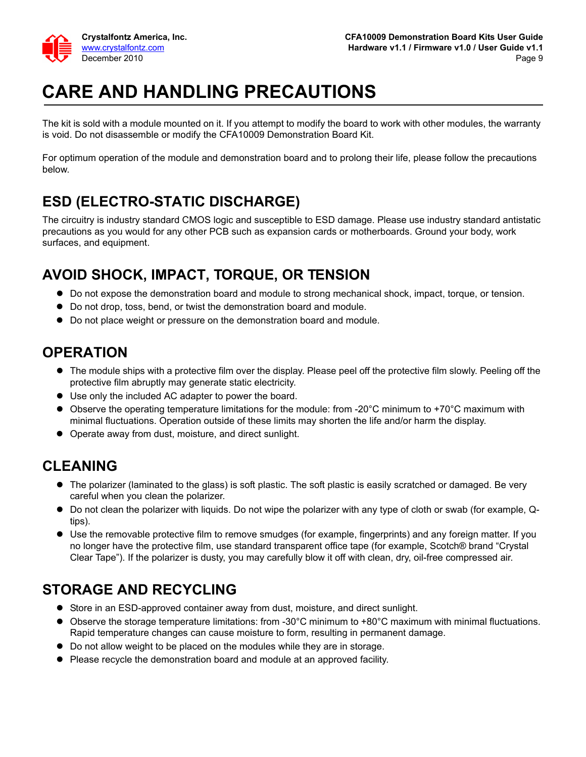# CARE AND HANDLING PRECAUTIONS

The kit is sold with a module mounted on it. If you attempt to modify the board to work with other modules, the warranty is void. Do not disassemble or modify the CFA10009 Demonstration Board Kit.

For optimum operation of the module and demonstration board and to prolong their life, please follow the precautions below.

## ESD (ELECTRO-STATIC DISCHARGE)

The circuitry is industry standard CMOS logic and susceptible to ESD damage. Please use industry standard antistatic precautions as you would for any other PCB such as expansion cards or motherboards. Ground your body, work surfaces, and equipment.

## AVOID SHOCK, IMPACT, TORQUE, OR TENSION

- Do not expose the demonstration board and module to strong mechanical shock, impact, torque, or tension.
- Do not drop, toss, bend, or twist the demonstration board and module.
- Do not place weight or pressure on the demonstration board and module.

## OPERATION

- The module ships with a protective film over the display. Please peel off the protective film slowly. Peeling off the protective film abruptly may generate static electricity.
- Use only the included AC adapter to power the board.
- Observe the operating temperature limitations for the module: from -20°C minimum to +70°C maximum with minimal fluctuations. Operation outside of these limits may shorten the life and/or harm the display.
- Operate away from dust, moisture, and direct sunlight.

## CLEANING

- The polarizer (laminated to the glass) is soft plastic. The soft plastic is easily scratched or damaged. Be very careful when you clean the polarizer.
- Do not clean the polarizer with liquids. Do not wipe the polarizer with any type of cloth or swab (for example, Q-tips).
- Use the removable protective film to remove smudges (for example, fingerprints) and any foreign matter. If you no longer have the protective film, use standard transparent office tape (for example, Scotch® brand "Crystal Clear Tape"). If the polarizer is dusty, you may carefully blow it off with clean, dry, oil-free compressed air.

## STORAGE AND RECYCLING

- Store in an ESD-approved container away from dust, moisture, and direct sunlight.
- Observe the storage temperature limitations: from -30°C minimum to +80°C maximum with minimal fluctuations. Rapid temperature changes can cause moisture to form, resulting in permanent damage.
- Do not allow weight to be placed on the modules while they are in storage.
- Please recycle the demonstration board and module at an approved facility.